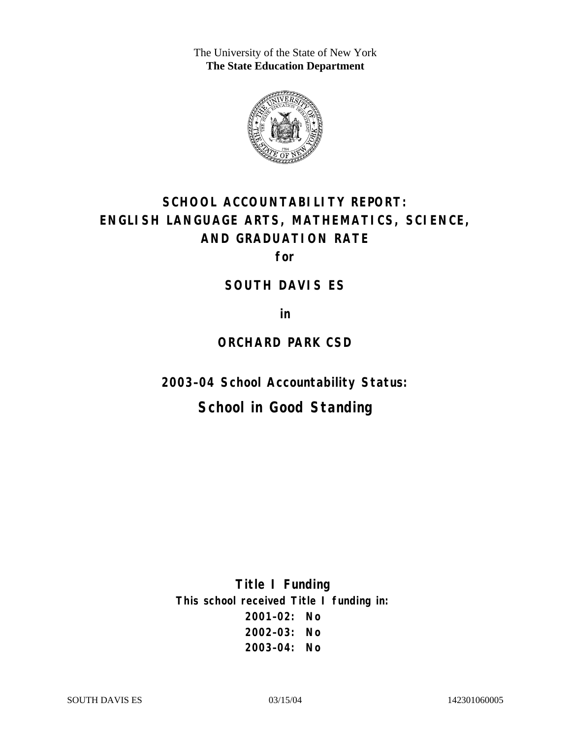The University of the State of New York
**The State Education Department**

# SCHOOL ACCOUNTABILITY REPORT: ENGLISH LANGUAGE ARTS, MATHEMATICS, SCIENCE, AND GRADUATION RATE

**for**

## SOUTH DAVIS ES

**in**

## ORCHARD PARK CSD

### 2003–04 School Accountability Status:

## School in Good Standing

**Title I Funding**

**This school received Title I funding in:**

**2001–02: No**

**2002–03: No**

**2003–04: No**

SOUTH DAVIS ES 03/15/04 142301060005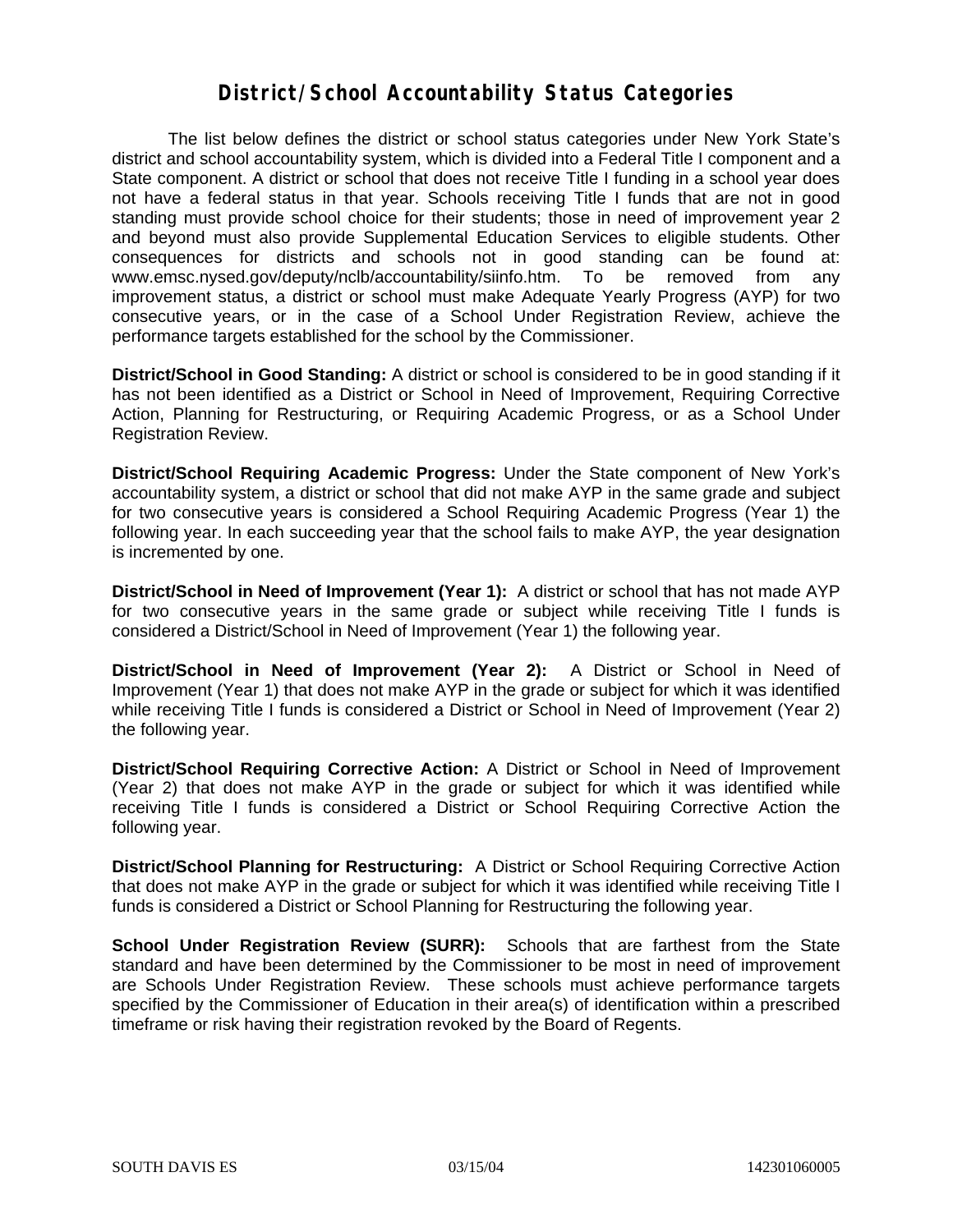# District/School Accountability Status Categories

The list below defines the district or school status categories under New York State's district and school accountability system, which is divided into a Federal Title I component and a State component. A district or school that does not receive Title I funding in a school year does not have a federal status in that year. Schools receiving Title I funds that are not in good standing must provide school choice for their students; those in need of improvement year 2 and beyond must also provide Supplemental Education Services to eligible students. Other consequences for districts and schools not in good standing can be found at: www.emsc.nysed.gov/deputy/nclb/accountability/siinfo.htm. To be removed from any improvement status, a district or school must make Adequate Yearly Progress (AYP) for two consecutive years, or in the case of a School Under Registration Review, achieve the performance targets established for the school by the Commissioner.

**District/School in Good Standing:** A district or school is considered to be in good standing if it has not been identified as a District or School in Need of Improvement, Requiring Corrective Action, Planning for Restructuring, or Requiring Academic Progress, or as a School Under Registration Review.

**District/School Requiring Academic Progress:** Under the State component of New York's accountability system, a district or school that did not make AYP in the same grade and subject for two consecutive years is considered a School Requiring Academic Progress (Year 1) the following year. In each succeeding year that the school fails to make AYP, the year designation is incremented by one.

**District/School in Need of Improvement (Year 1):** A district or school that has not made AYP for two consecutive years in the same grade or subject while receiving Title I funds is considered a District/School in Need of Improvement (Year 1) the following year.

**District/School in Need of Improvement (Year 2):** A District or School in Need of Improvement (Year 1) that does not make AYP in the grade or subject for which it was identified while receiving Title I funds is considered a District or School in Need of Improvement (Year 2) the following year.

**District/School Requiring Corrective Action:** A District or School in Need of Improvement (Year 2) that does not make AYP in the grade or subject for which it was identified while receiving Title I funds is considered a District or School Requiring Corrective Action the following year.

**District/School Planning for Restructuring:** A District or School Requiring Corrective Action that does not make AYP in the grade or subject for which it was identified while receiving Title I funds is considered a District or School Planning for Restructuring the following year.

**School Under Registration Review (SURR):** Schools that are farthest from the State standard and have been determined by the Commissioner to be most in need of improvement are Schools Under Registration Review. These schools must achieve performance targets specified by the Commissioner of Education in their area(s) of identification within a prescribed timeframe or risk having their registration revoked by the Board of Regents.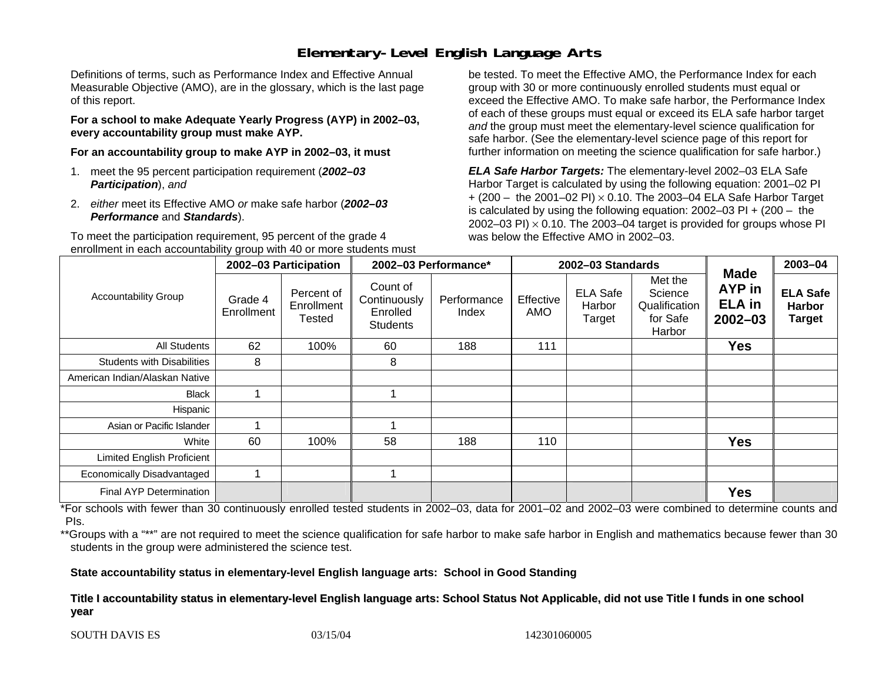# Elementary-Level English Language Arts

Definitions of terms, such as Performance Index and Effective Annual Measurable Objective (AMO), are in the glossary, which is the last page of this report.

**For a school to make Adequate Yearly Progress (AYP) in 2002–03, every accountability group must make AYP.**

**For an accountability group to make AYP in 2002–03, it must**

1. meet the 95 percent participation requirement (***2002–03 Participation***), *and*
2. *either* meet its Effective AMO *or* make safe harbor (***2002–03 Performance*** and ***Standards***).

To meet the participation requirement, 95 percent of the grade 4 enrollment in each accountability group with 40 or more students must be tested. To meet the Effective AMO, the Performance Index for each group with 30 or more continuously enrolled students must equal or exceed the Effective AMO. To make safe harbor, the Performance Index of each of these groups must equal or exceed its ELA safe harbor target *and* the group must meet the elementary-level science qualification for safe harbor. (See the elementary-level science page of this report for further information on meeting the science qualification for safe harbor.)

***ELA Safe Harbor Targets:*** The elementary-level 2002–03 ELA Safe Harbor Target is calculated by using the following equation: 2001–02 PI + (200 – the 2001–02 PI) $\times$ 0.10. The 2003–04 ELA Safe Harbor Target is calculated by using the following equation: 2002–03 PI + (200 – the 2002–03 PI) $\times$ 0.10. The 2003–04 target is provided for groups whose PI was below the Effective AMO in 2002–03.

| Accountability Group | 2002–03 Participation | | 2002–03 Performance* | | 2002–03 Standards | | | Made AYP in ELA in 2002–03 | 2003–04 |
|---|---|---|---|---|---|---|---|---|---|
| | Grade 4 Enrollment | Percent of Enrollment Tested | Count of Continuously Enrolled Students | Performance Index | Effective AMO | ELA Safe Harbor Target | Met the Science Qualification for Safe Harbor | | ELA Safe Harbor Target |
| All Students | 62 | 100% | 60 | 188 | 111 | | | Yes | |
| Students with Disabilities | 8 | | 8 | | | | | | |
| American Indian/Alaskan Native | | | | | | | | | |
| Black | 1 | | 1 | | | | | | |
| Hispanic | | | | | | | | | |
| Asian or Pacific Islander | 1 | | 1 | | | | | | |
| White | 60 | 100% | 58 | 188 | 110 | | | Yes | |
| Limited English Proficient | | | | | | | | | |
| Economically Disadvantaged | 1 | | 1 | | | | | | |
| Final AYP Determination | | | | | | | | Yes | |

*For schools with fewer than 30 continuously enrolled tested students in 2002–03, data for 2001–02 and 2002–03 were combined to determine counts and PIs.

**Groups with a "**" are not required to meet the science qualification for safe harbor to make safe harbor in English and mathematics because fewer than 30 students in the group were administered the science test.

**State accountability status in elementary-level English language arts: School in Good Standing**

**Title I accountability status in elementary-level English language arts: School Status Not Applicable, did not use Title I funds in one school year**

SOUTH DAVIS ES 03/15/04 142301060005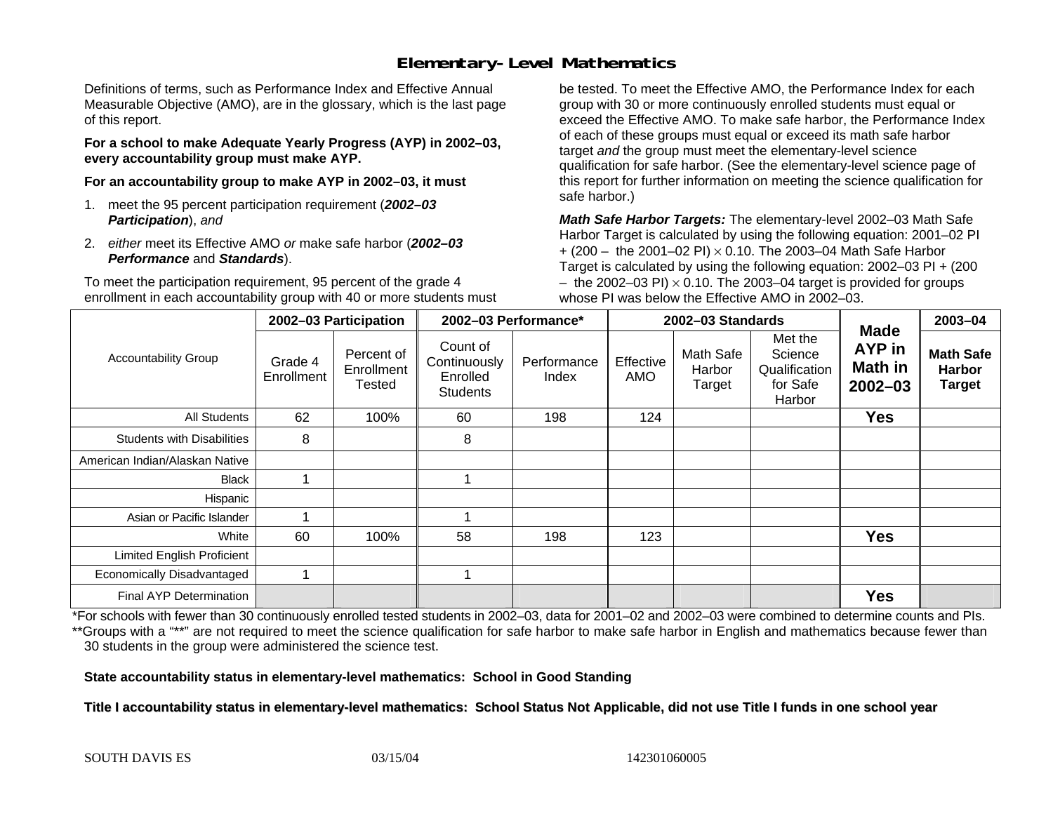## Elementary-Level Mathematics

Definitions of terms, such as Performance Index and Effective Annual Measurable Objective (AMO), are in the glossary, which is the last page of this report.

**For a school to make Adequate Yearly Progress (AYP) in 2002–03, every accountability group must make AYP.**

**For an accountability group to make AYP in 2002–03, it must**

1. meet the 95 percent participation requirement (***2002–03 Participation***), *and*
2. *either* meet its Effective AMO *or* make safe harbor (***2002–03 Performance*** and ***Standards***).

To meet the participation requirement, 95 percent of the grade 4 enrollment in each accountability group with 40 or more students must be tested. To meet the Effective AMO, the Performance Index for each group with 30 or more continuously enrolled students must equal or exceed the Effective AMO. To make safe harbor, the Performance Index of each of these groups must equal or exceed its math safe harbor target *and* the group must meet the elementary-level science qualification for safe harbor. (See the elementary-level science page of this report for further information on meeting the science qualification for safe harbor.)

***Math Safe Harbor Targets:*** The elementary-level 2002–03 Math Safe Harbor Target is calculated by using the following equation: 2001–02 PI + (200 – the 2001–02 PI) $\times$ 0.10. The 2003–04 Math Safe Harbor Target is calculated by using the following equation: 2002–03 PI + (200 – the 2002–03 PI) $\times$ 0.10. The 2003–04 target is provided for groups whose PI was below the Effective AMO in 2002–03.

| Accountability Group | 2002–03 Participation | | 2002–03 Performance* | | 2002–03 Standards | | | Made AYP in Math in 2002–03 | 2003–04 |
|---|---|---|---|---|---|---|---|---|---|
| | Grade 4 Enrollment | Percent of Enrollment Tested | Count of Continuously Enrolled Students | Performance Index | Effective AMO | Math Safe Harbor Target | Met the Science Qualification for Safe Harbor | | Math Safe Harbor Target |
| All Students | 62 | 100% | 60 | 198 | 124 | | | **Yes** | |
| Students with Disabilities | 8 | | 8 | | | | | | |
| American Indian/Alaskan Native | | | | | | | | | |
| Black | 1 | | 1 | | | | | | |
| Hispanic | | | | | | | | | |
| Asian or Pacific Islander | 1 | | 1 | | | | | | |
| White | 60 | 100% | 58 | 198 | 123 | | | **Yes** | |
| Limited English Proficient | | | | | | | | | |
| Economically Disadvantaged | 1 | | 1 | | | | | | |
| Final AYP Determination | | | | | | | | **Yes** | |

*For schools with fewer than 30 continuously enrolled tested students in 2002–03, data for 2001–02 and 2002–03 were combined to determine counts and PIs.
**Groups with a "**" are not required to meet the science qualification for safe harbor to make safe harbor in English and mathematics because fewer than 30 students in the group were administered the science test.

**State accountability status in elementary-level mathematics: School in Good Standing**

**Title I accountability status in elementary-level mathematics: School Status Not Applicable, did not use Title I funds in one school year**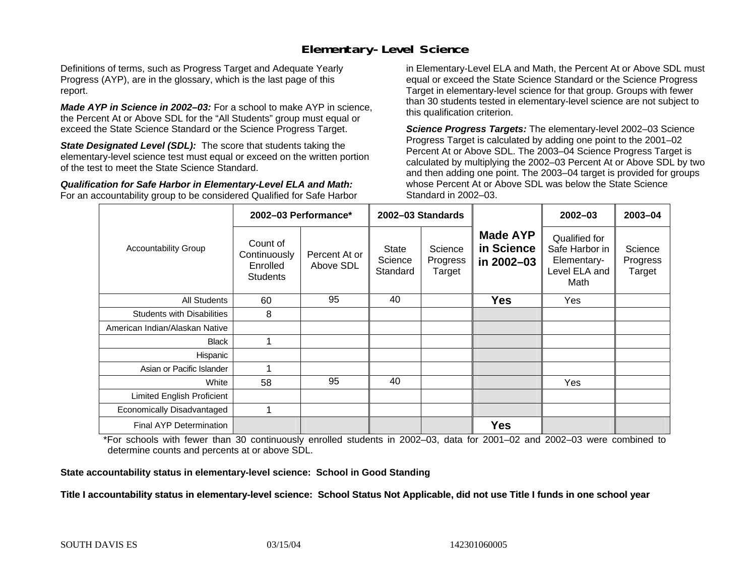## Elementary-Level Science

Definitions of terms, such as Progress Target and Adequate Yearly Progress (AYP), are in the glossary, which is the last page of this report.

***Made AYP in Science in 2002–03:*** For a school to make AYP in science, the Percent At or Above SDL for the "All Students" group must equal or exceed the State Science Standard or the Science Progress Target.

***State Designated Level (SDL):*** The score that students taking the elementary-level science test must equal or exceed on the written portion of the test to meet the State Science Standard.

***Qualification for Safe Harbor in Elementary-Level ELA and Math:*** For an accountability group to be considered Qualified for Safe Harbor in Elementary-Level ELA and Math, the Percent At or Above SDL must equal or exceed the State Science Standard or the Science Progress Target in elementary-level science for that group. Groups with fewer than 30 students tested in elementary-level science are not subject to this qualification criterion.

***Science Progress Targets:*** The elementary-level 2002–03 Science Progress Target is calculated by adding one point to the 2001–02 Percent At or Above SDL. The 2003–04 Science Progress Target is calculated by multiplying the 2002–03 Percent At or Above SDL by two and then adding one point. The 2003–04 target is provided for groups whose Percent At or Above SDL was below the State Science Standard in 2002–03.

| Accountability Group | 2002–03 Performance* | | 2002–03 Standards | | Made AYP in Science in 2002–03 | 2002–03 | 2003–04 |
|---|---|---|---|---|---|---|---|
| | Count of Continuously Enrolled Students | Percent At or Above SDL | State Science Standard | Science Progress Target | | Qualified for Safe Harbor in Elementary-Level ELA and Math | Science Progress Target |
| All Students | 60 | 95 | 40 | | **Yes** | Yes | |
| Students with Disabilities | 8 | | | | | | |
| American Indian/Alaskan Native | | | | | | | |
| Black | 1 | | | | | | |
| Hispanic | | | | | | | |
| Asian or Pacific Islander | 1 | | | | | | |
| White | 58 | 95 | 40 | | | Yes | |
| Limited English Proficient | | | | | | | |
| Economically Disadvantaged | 1 | | | | | | |
| Final AYP Determination | | | | | **Yes** | | |

*For schools with fewer than 30 continuously enrolled students in 2002–03, data for 2001–02 and 2002–03 were combined to determine counts and percents at or above SDL.

**State accountability status in elementary-level science: School in Good Standing**

**Title I accountability status in elementary-level science: School Status Not Applicable, did not use Title I funds in one school year**

SOUTH DAVIS ES 03/15/04 142301060005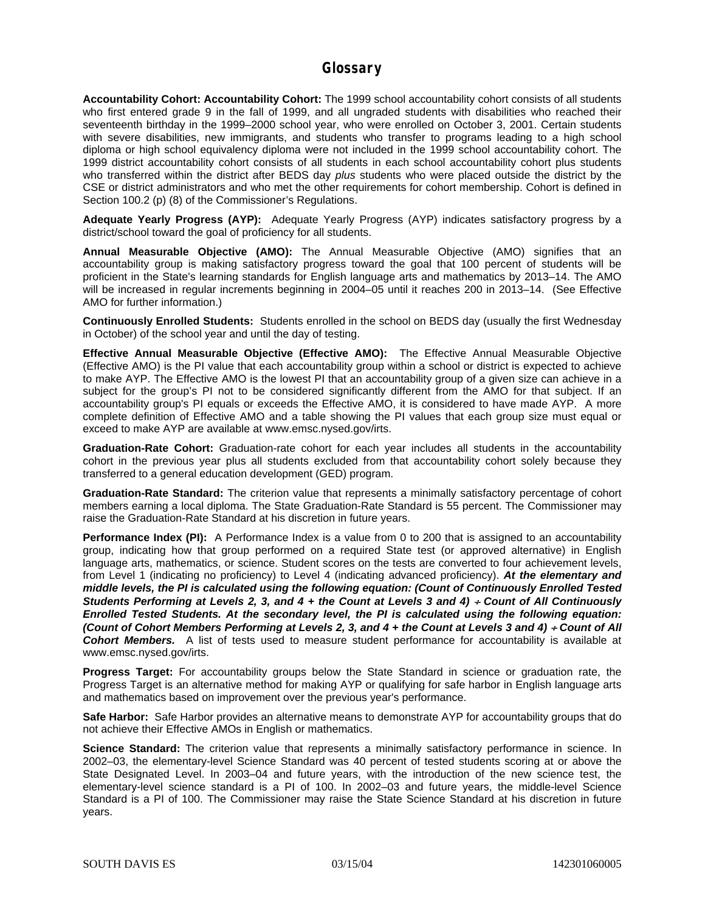# Glossary

**Accountability Cohort: Accountability Cohort:** The 1999 school accountability cohort consists of all students who first entered grade 9 in the fall of 1999, and all ungraded students with disabilities who reached their seventeenth birthday in the 1999–2000 school year, who were enrolled on October 3, 2001. Certain students with severe disabilities, new immigrants, and students who transfer to programs leading to a high school diploma or high school equivalency diploma were not included in the 1999 school accountability cohort. The 1999 district accountability cohort consists of all students in each school accountability cohort plus students who transferred within the district after BEDS day *plus* students who were placed outside the district by the CSE or district administrators and who met the other requirements for cohort membership. Cohort is defined in Section 100.2 (p) (8) of the Commissioner's Regulations.

**Adequate Yearly Progress (AYP):** Adequate Yearly Progress (AYP) indicates satisfactory progress by a district/school toward the goal of proficiency for all students.

**Annual Measurable Objective (AMO):** The Annual Measurable Objective (AMO) signifies that an accountability group is making satisfactory progress toward the goal that 100 percent of students will be proficient in the State's learning standards for English language arts and mathematics by 2013–14. The AMO will be increased in regular increments beginning in 2004–05 until it reaches 200 in 2013–14. (See Effective AMO for further information.)

**Continuously Enrolled Students:** Students enrolled in the school on BEDS day (usually the first Wednesday in October) of the school year and until the day of testing.

**Effective Annual Measurable Objective (Effective AMO):** The Effective Annual Measurable Objective (Effective AMO) is the PI value that each accountability group within a school or district is expected to achieve to make AYP. The Effective AMO is the lowest PI that an accountability group of a given size can achieve in a subject for the group's PI not to be considered significantly different from the AMO for that subject. If an accountability group's PI equals or exceeds the Effective AMO, it is considered to have made AYP. A more complete definition of Effective AMO and a table showing the PI values that each group size must equal or exceed to make AYP are available at www.emsc.nysed.gov/irts.

**Graduation-Rate Cohort:** Graduation-rate cohort for each year includes all students in the accountability cohort in the previous year plus all students excluded from that accountability cohort solely because they transferred to a general education development (GED) program.

**Graduation-Rate Standard:** The criterion value that represents a minimally satisfactory percentage of cohort members earning a local diploma. The State Graduation-Rate Standard is 55 percent. The Commissioner may raise the Graduation-Rate Standard at his discretion in future years.

**Performance Index (PI):** A Performance Index is a value from 0 to 200 that is assigned to an accountability group, indicating how that group performed on a required State test (or approved alternative) in English language arts, mathematics, or science. Student scores on the tests are converted to four achievement levels, from Level 1 (indicating no proficiency) to Level 4 (indicating advanced proficiency). ***At the elementary and middle levels, the PI is calculated using the following equation: (Count of Continuously Enrolled Tested Students Performing at Levels 2, 3, and 4 + the Count at Levels 3 and 4) ÷ Count of All Continuously Enrolled Tested Students. At the secondary level, the PI is calculated using the following equation: (Count of Cohort Members Performing at Levels 2, 3, and 4 + the Count at Levels 3 and 4) ÷ Count of All Cohort Members.*** A list of tests used to measure student performance for accountability is available at www.emsc.nysed.gov/irts.

**Progress Target:** For accountability groups below the State Standard in science or graduation rate, the Progress Target is an alternative method for making AYP or qualifying for safe harbor in English language arts and mathematics based on improvement over the previous year's performance.

**Safe Harbor:** Safe Harbor provides an alternative means to demonstrate AYP for accountability groups that do not achieve their Effective AMOs in English or mathematics.

**Science Standard:** The criterion value that represents a minimally satisfactory performance in science. In 2002–03, the elementary-level Science Standard was 40 percent of tested students scoring at or above the State Designated Level. In 2003–04 and future years, with the introduction of the new science test, the elementary-level science standard is a PI of 100. In 2002–03 and future years, the middle-level Science Standard is a PI of 100. The Commissioner may raise the State Science Standard at his discretion in future years.